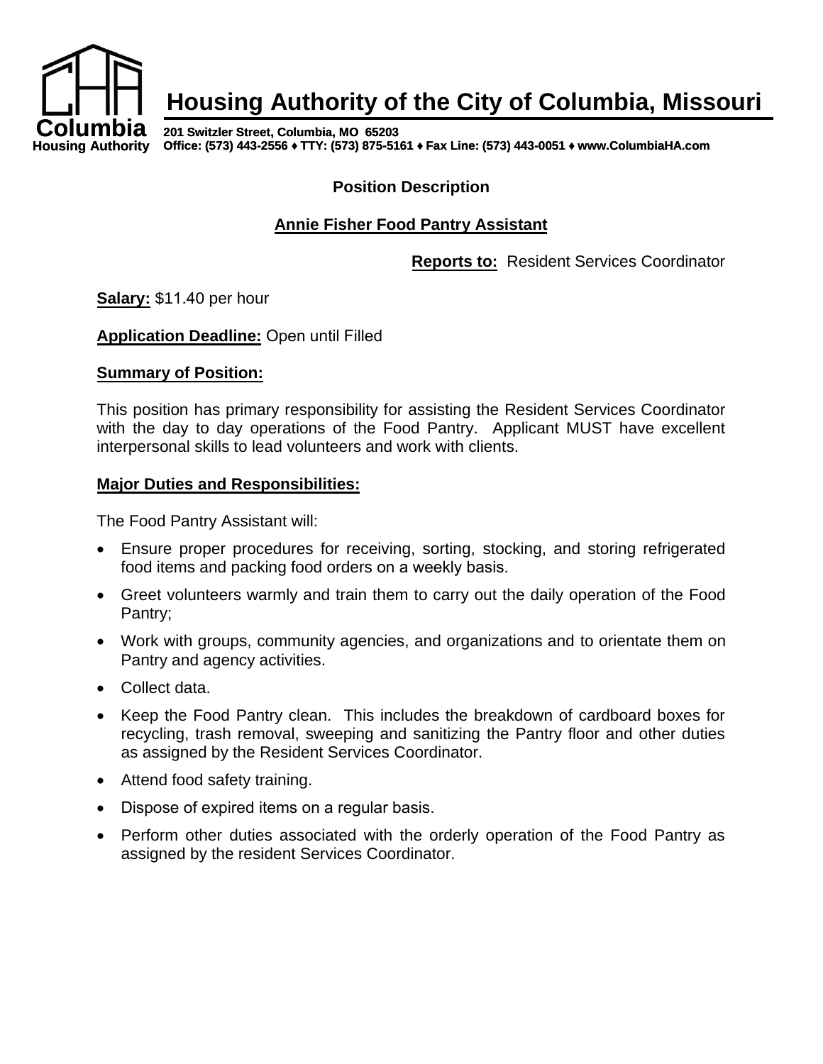Columbia
Housing Authority

# Housing Authority of the City of Columbia, Missouri

**201 Switzler Street, Columbia, MO 65203**
**Office: (573) 443-2556 ♦ TTY: (573) 875-5161 ♦ Fax Line: (573) 443-0051 ♦ www.ColumbiaHA.com**

## Position Description

## Annie Fisher Food Pantry Assistant

**Reports to:** Resident Services Coordinator

**Salary:** $11.40 per hour

**Application Deadline:** Open until Filled

**Summary of Position:**

This position has primary responsibility for assisting the Resident Services Coordinator with the day to day operations of the Food Pantry. Applicant MUST have excellent interpersonal skills to lead volunteers and work with clients.

**Major Duties and Responsibilities:**

The Food Pantry Assistant will:

- Ensure proper procedures for receiving, sorting, stocking, and storing refrigerated food items and packing food orders on a weekly basis.
- Greet volunteers warmly and train them to carry out the daily operation of the Food Pantry;
- Work with groups, community agencies, and organizations and to orientate them on Pantry and agency activities.
- Collect data.
- Keep the Food Pantry clean. This includes the breakdown of cardboard boxes for recycling, trash removal, sweeping and sanitizing the Pantry floor and other duties as assigned by the Resident Services Coordinator.
- Attend food safety training.
- Dispose of expired items on a regular basis.
- Perform other duties associated with the orderly operation of the Food Pantry as assigned by the resident Services Coordinator.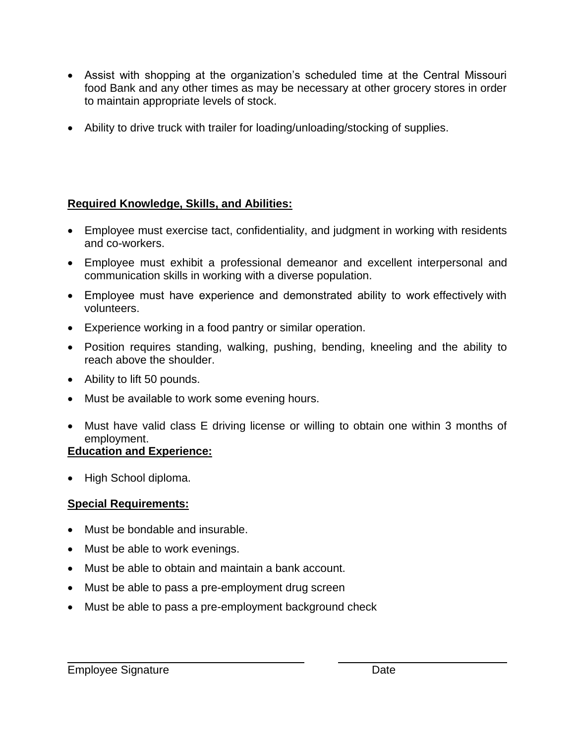- Assist with shopping at the organization's scheduled time at the Central Missouri food Bank and any other times as may be necessary at other grocery stores in order to maintain appropriate levels of stock.

- Ability to drive truck with trailer for loading/unloading/stocking of supplies.

**Required Knowledge, Skills, and Abilities:**

- Employee must exercise tact, confidentiality, and judgment in working with residents and co-workers.
- Employee must exhibit a professional demeanor and excellent interpersonal and communication skills in working with a diverse population.
- Employee must have experience and demonstrated ability to work effectively with volunteers.
- Experience working in a food pantry or similar operation.
- Position requires standing, walking, pushing, bending, kneeling and the ability to reach above the shoulder.
- Ability to lift 50 pounds.
- Must be available to work some evening hours.
- Must have valid class E driving license or willing to obtain one within 3 months of employment.

**Education and Experience:**

- High School diploma.

**Special Requirements:**

- Must be bondable and insurable.
- Must be able to work evenings.
- Must be able to obtain and maintain a bank account.
- Must be able to pass a pre-employment drug screen
- Must be able to pass a pre-employment background check

\_\_\_\_\_\_\_\_\_\_\_\_\_\_\_\_\_\_\_\_\_\_\_\_\_\_\_\_\_\_\_\_\_\_\_\_\_\_ \_\_\_\_\_\_\_\_\_\_\_\_\_\_\_\_\_\_\_\_\_\_\_\_\_\_\_

Employee Signature Date